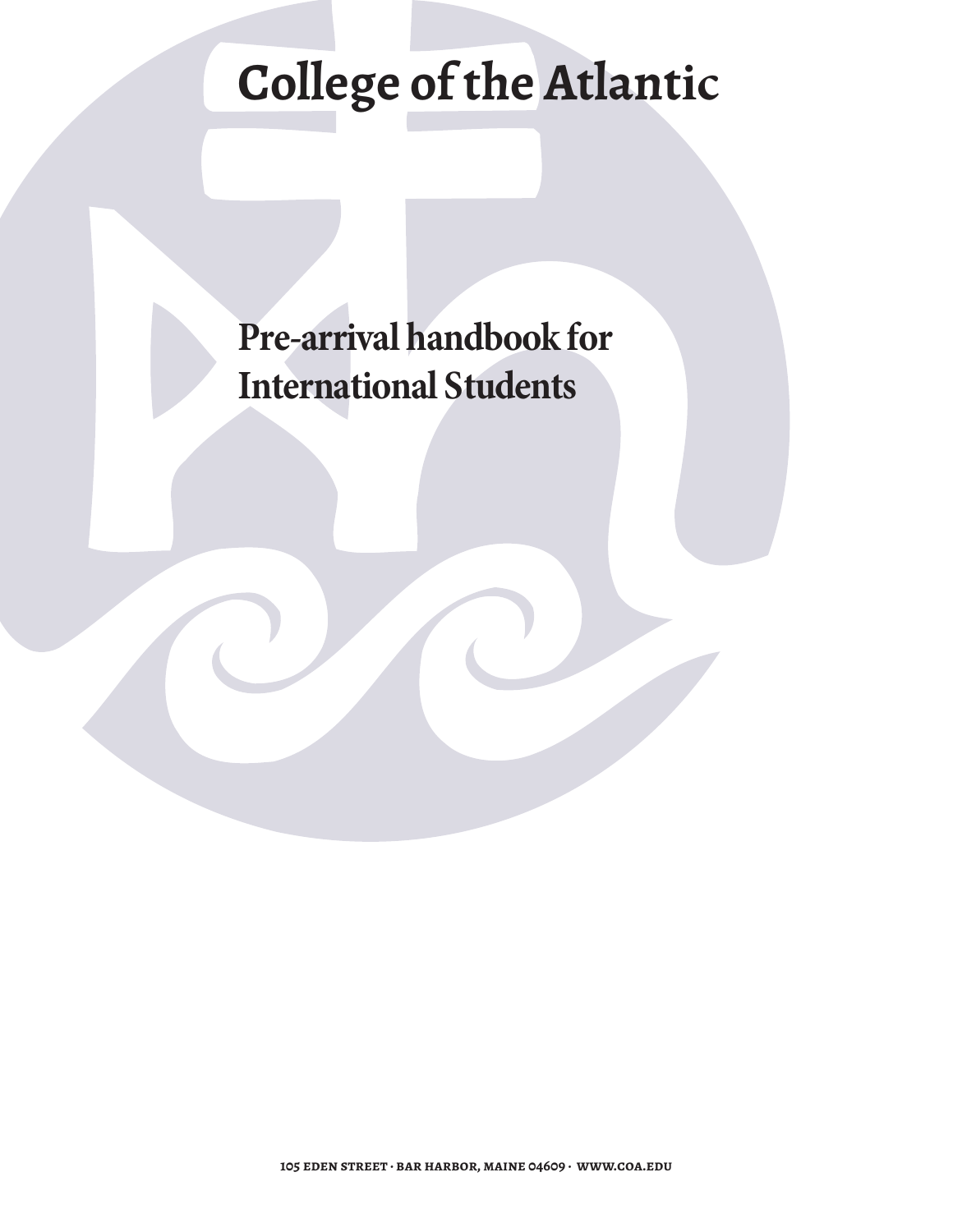# College of the Atlantic

## Pre-arrival handbook for International Students

105 EDEN STREET · BAR HARBOR, MAINE 04609 · WWW.COA.EDU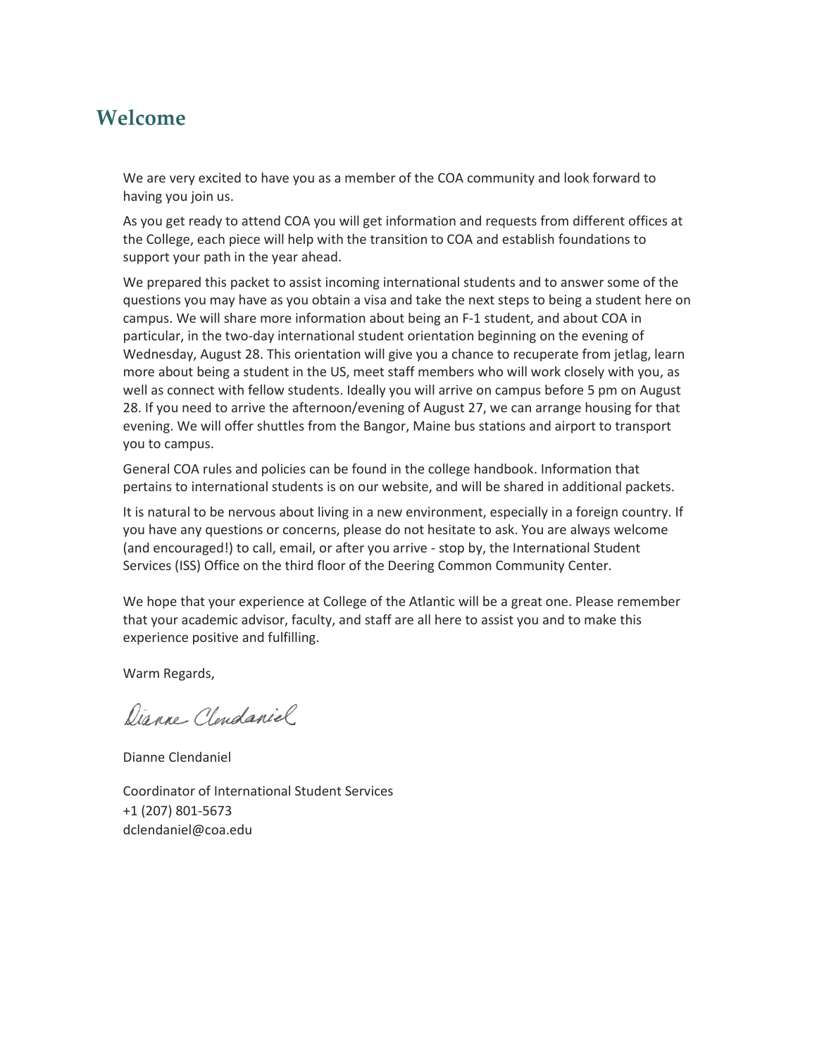# Welcome

We are very excited to have you as a member of the COA community and look forward to having you join us.

As you get ready to attend COA you will get information and requests from different offices at the College, each piece will help with the transition to COA and establish foundations to support your path in the year ahead.

We prepared this packet to assist incoming international students and to answer some of the questions you may have as you obtain a visa and take the next steps to being a student here on campus. We will share more information about being an F-1 student, and about COA in particular, in the two-day international student orientation beginning on the evening of Wednesday, August 28. This orientation will give you a chance to recuperate from jetlag, learn more about being a student in the US, meet staff members who will work closely with you, as well as connect with fellow students. Ideally you will arrive on campus before 5 pm on August 28. If you need to arrive the afternoon/evening of August 27, we can arrange housing for that evening. We will offer shuttles from the Bangor, Maine bus stations and airport to transport you to campus.

General COA rules and policies can be found in the college handbook. Information that pertains to international students is on our website, and will be shared in additional packets.

It is natural to be nervous about living in a new environment, especially in a foreign country. If you have any questions or concerns, please do not hesitate to ask. You are always welcome (and encouraged!) to call, email, or after you arrive - stop by, the International Student Services (ISS) Office on the third floor of the Deering Common Community Center.

We hope that your experience at College of the Atlantic will be a great one. Please remember that your academic advisor, faculty, and staff are all here to assist you and to make this experience positive and fulfilling.

Warm Regards,

Dianne Clendaniel

Dianne Clendaniel

Coordinator of International Student Services
+1 (207) 801-5673
dclendaniel@coa.edu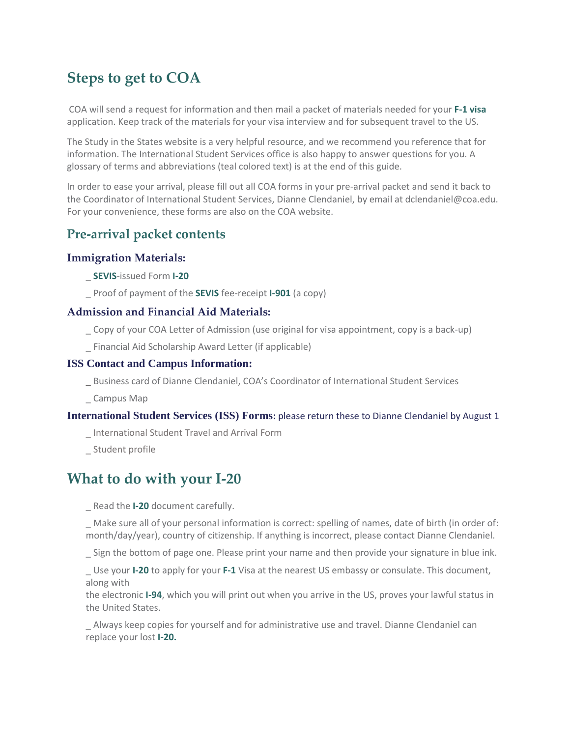# Steps to get to COA

COA will send a request for information and then mail a packet of materials needed for your **F-1 visa** application. Keep track of the materials for your visa interview and for subsequent travel to the US.

The Study in the States website is a very helpful resource, and we recommend you reference that for information. The International Student Services office is also happy to answer questions for you. A glossary of terms and abbreviations (teal colored text) is at the end of this guide.

In order to ease your arrival, please fill out all COA forms in your pre-arrival packet and send it back to the Coordinator of International Student Services, Dianne Clendaniel, by email at dclendaniel@coa.edu. For your convenience, these forms are also on the COA website.

## Pre-arrival packet contents

### Immigration Materials:

_ **SEVIS**-issued Form **I-20**

_ Proof of payment of the **SEVIS** fee-receipt **I-901** (a copy)

### Admission and Financial Aid Materials:

_ Copy of your COA Letter of Admission (use original for visa appointment, copy is a back-up)

_ Financial Aid Scholarship Award Letter (if applicable)

### ISS Contact and Campus Information:

_ Business card of Dianne Clendaniel, COA's Coordinator of International Student Services

_ Campus Map

### International Student Services (ISS) Forms: please return these to Dianne Clendaniel by August 1

_ International Student Travel and Arrival Form

_ Student profile

# What to do with your I-20

_ Read the **I-20** document carefully.

_ Make sure all of your personal information is correct: spelling of names, date of birth (in order of: month/day/year), country of citizenship. If anything is incorrect, please contact Dianne Clendaniel.

_ Sign the bottom of page one. Please print your name and then provide your signature in blue ink.

_ Use your **I-20** to apply for your **F-1** Visa at the nearest US embassy or consulate. This document, along with the electronic **I-94**, which you will print out when you arrive in the US, proves your lawful status in the United States.

_ Always keep copies for yourself and for administrative use and travel. Dianne Clendaniel can replace your lost **I-20.**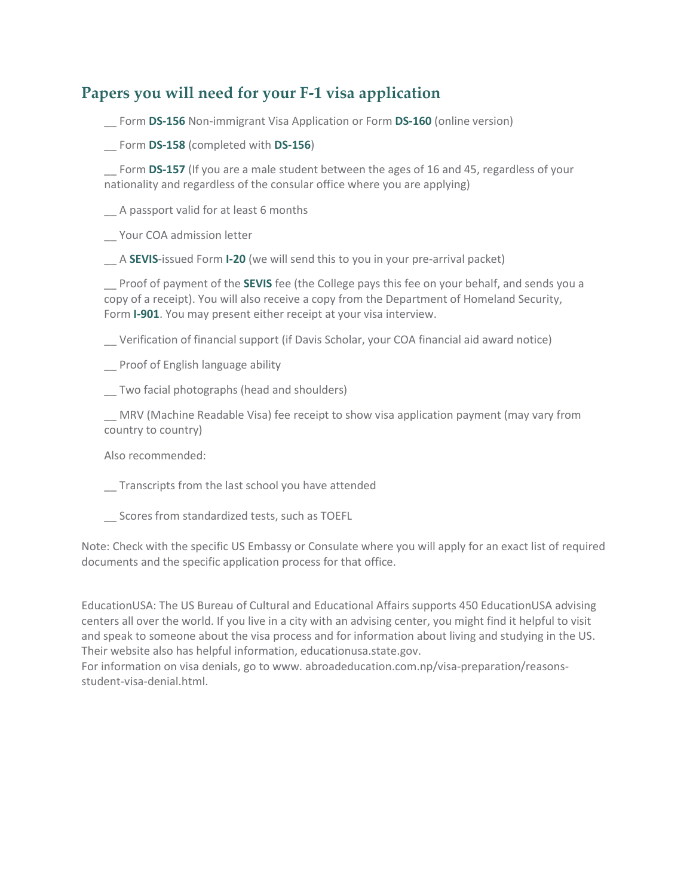## Papers you will need for your F-1 visa application

__ Form **DS-156** Non-immigrant Visa Application or Form **DS-160** (online version)

__ Form **DS-158** (completed with **DS-156**)

__ Form **DS-157** (If you are a male student between the ages of 16 and 45, regardless of your nationality and regardless of the consular office where you are applying)

__ A passport valid for at least 6 months

__ Your COA admission letter

__ A **SEVIS**-issued Form **I-20** (we will send this to you in your pre-arrival packet)

__ Proof of payment of the **SEVIS** fee (the College pays this fee on your behalf, and sends you a copy of a receipt). You will also receive a copy from the Department of Homeland Security, Form **I-901**. You may present either receipt at your visa interview.

__ Verification of financial support (if Davis Scholar, your COA financial aid award notice)

__ Proof of English language ability

__ Two facial photographs (head and shoulders)

__ MRV (Machine Readable Visa) fee receipt to show visa application payment (may vary from country to country)

Also recommended:

__ Transcripts from the last school you have attended

__ Scores from standardized tests, such as TOEFL

Note: Check with the specific US Embassy or Consulate where you will apply for an exact list of required documents and the specific application process for that office.

EducationUSA: The US Bureau of Cultural and Educational Affairs supports 450 EducationUSA advising centers all over the world. If you live in a city with an advising center, you might find it helpful to visit and speak to someone about the visa process and for information about living and studying in the US. Their website also has helpful information, educationusa.state.gov.
For information on visa denials, go to www. abroadeducation.com.np/visa-preparation/reasons-student-visa-denial.html.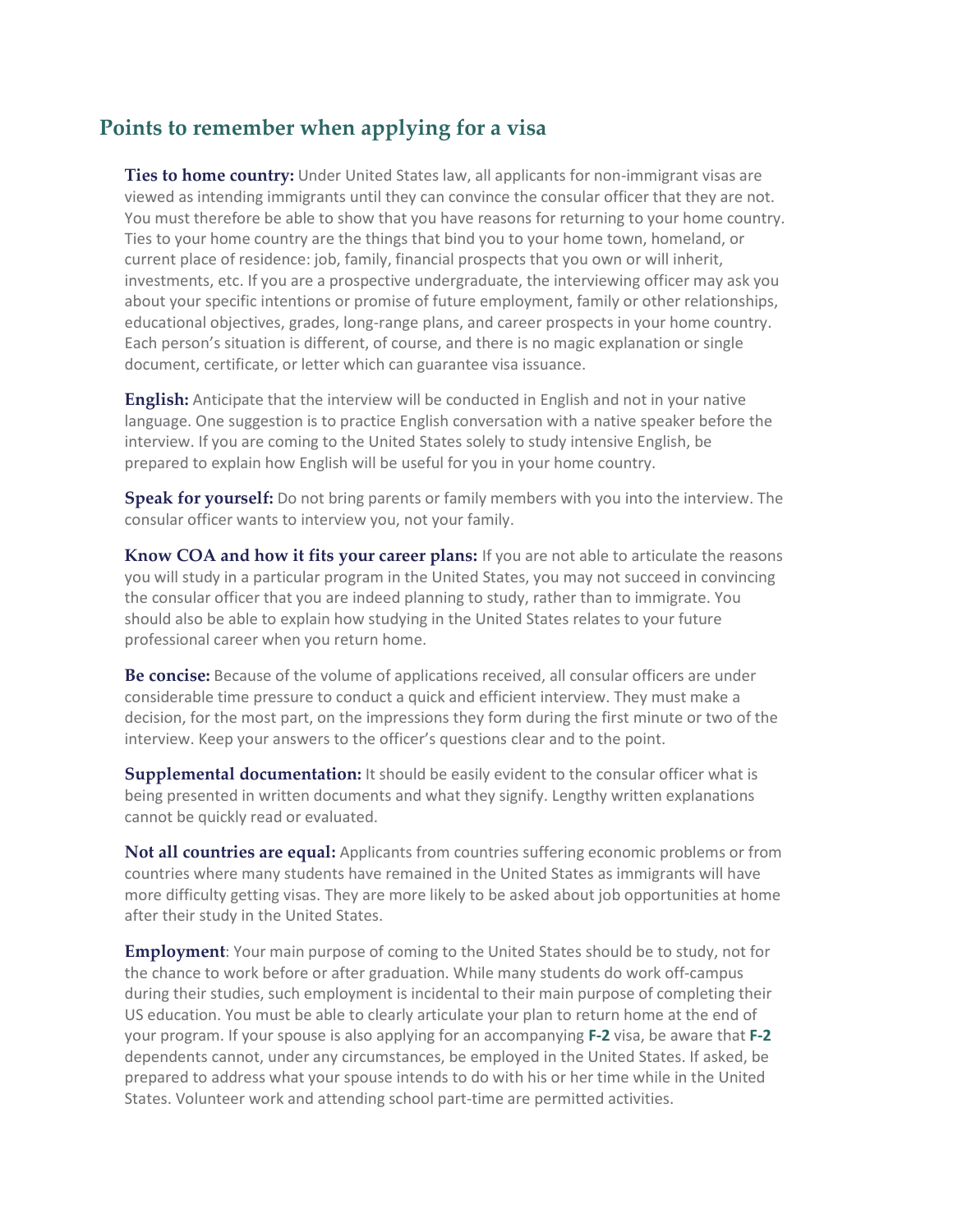## Points to remember when applying for a visa

**Ties to home country:** Under United States law, all applicants for non-immigrant visas are viewed as intending immigrants until they can convince the consular officer that they are not. You must therefore be able to show that you have reasons for returning to your home country. Ties to your home country are the things that bind you to your home town, homeland, or current place of residence: job, family, financial prospects that you own or will inherit, investments, etc. If you are a prospective undergraduate, the interviewing officer may ask you about your specific intentions or promise of future employment, family or other relationships, educational objectives, grades, long-range plans, and career prospects in your home country. Each person's situation is different, of course, and there is no magic explanation or single document, certificate, or letter which can guarantee visa issuance.

**English:** Anticipate that the interview will be conducted in English and not in your native language. One suggestion is to practice English conversation with a native speaker before the interview. If you are coming to the United States solely to study intensive English, be prepared to explain how English will be useful for you in your home country.

**Speak for yourself:** Do not bring parents or family members with you into the interview. The consular officer wants to interview you, not your family.

**Know COA and how it fits your career plans:** If you are not able to articulate the reasons you will study in a particular program in the United States, you may not succeed in convincing the consular officer that you are indeed planning to study, rather than to immigrate. You should also be able to explain how studying in the United States relates to your future professional career when you return home.

**Be concise:** Because of the volume of applications received, all consular officers are under considerable time pressure to conduct a quick and efficient interview. They must make a decision, for the most part, on the impressions they form during the first minute or two of the interview. Keep your answers to the officer's questions clear and to the point.

**Supplemental documentation:** It should be easily evident to the consular officer what is being presented in written documents and what they signify. Lengthy written explanations cannot be quickly read or evaluated.

**Not all countries are equal:** Applicants from countries suffering economic problems or from countries where many students have remained in the United States as immigrants will have more difficulty getting visas. They are more likely to be asked about job opportunities at home after their study in the United States.

**Employment**: Your main purpose of coming to the United States should be to study, not for the chance to work before or after graduation. While many students do work off-campus during their studies, such employment is incidental to their main purpose of completing their US education. You must be able to clearly articulate your plan to return home at the end of your program. If your spouse is also applying for an accompanying **F-2** visa, be aware that **F-2** dependents cannot, under any circumstances, be employed in the United States. If asked, be prepared to address what your spouse intends to do with his or her time while in the United States. Volunteer work and attending school part-time are permitted activities.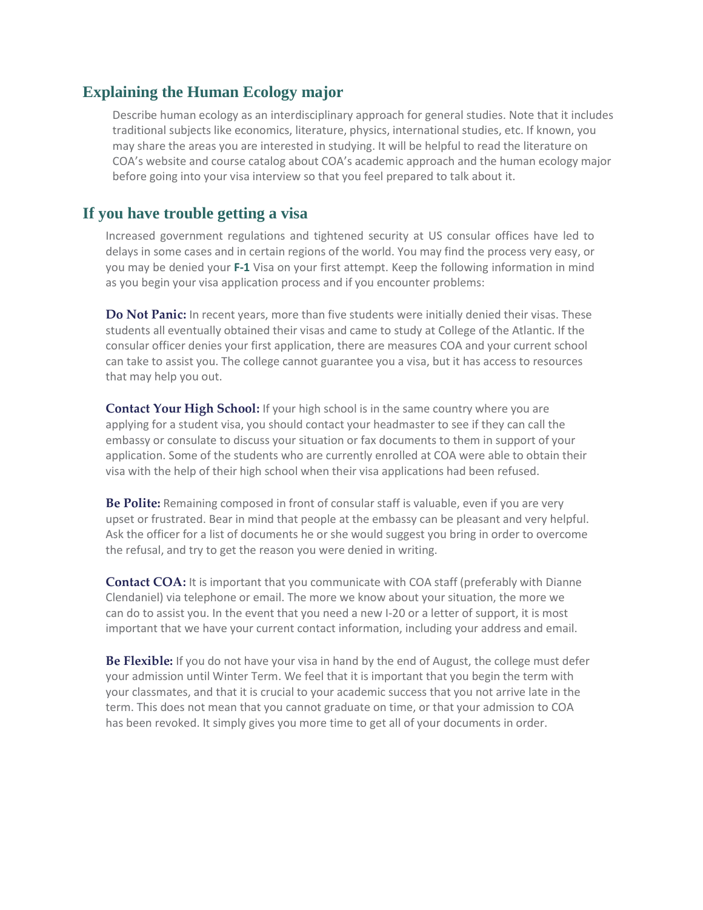## Explaining the Human Ecology major

Describe human ecology as an interdisciplinary approach for general studies. Note that it includes traditional subjects like economics, literature, physics, international studies, etc. If known, you may share the areas you are interested in studying. It will be helpful to read the literature on COA's website and course catalog about COA's academic approach and the human ecology major before going into your visa interview so that you feel prepared to talk about it.

## If you have trouble getting a visa

Increased government regulations and tightened security at US consular offices have led to delays in some cases and in certain regions of the world. You may find the process very easy, or you may be denied your **F-1** Visa on your first attempt. Keep the following information in mind as you begin your visa application process and if you encounter problems:

**Do Not Panic:** In recent years, more than five students were initially denied their visas. These students all eventually obtained their visas and came to study at College of the Atlantic. If the consular officer denies your first application, there are measures COA and your current school can take to assist you. The college cannot guarantee you a visa, but it has access to resources that may help you out.

**Contact Your High School:** If your high school is in the same country where you are applying for a student visa, you should contact your headmaster to see if they can call the embassy or consulate to discuss your situation or fax documents to them in support of your application. Some of the students who are currently enrolled at COA were able to obtain their visa with the help of their high school when their visa applications had been refused.

**Be Polite:** Remaining composed in front of consular staff is valuable, even if you are very upset or frustrated. Bear in mind that people at the embassy can be pleasant and very helpful. Ask the officer for a list of documents he or she would suggest you bring in order to overcome the refusal, and try to get the reason you were denied in writing.

**Contact COA:** It is important that you communicate with COA staff (preferably with Dianne Clendaniel) via telephone or email. The more we know about your situation, the more we can do to assist you. In the event that you need a new I-20 or a letter of support, it is most important that we have your current contact information, including your address and email.

**Be Flexible:** If you do not have your visa in hand by the end of August, the college must defer your admission until Winter Term. We feel that it is important that you begin the term with your classmates, and that it is crucial to your academic success that you not arrive late in the term. This does not mean that you cannot graduate on time, or that your admission to COA has been revoked. It simply gives you more time to get all of your documents in order.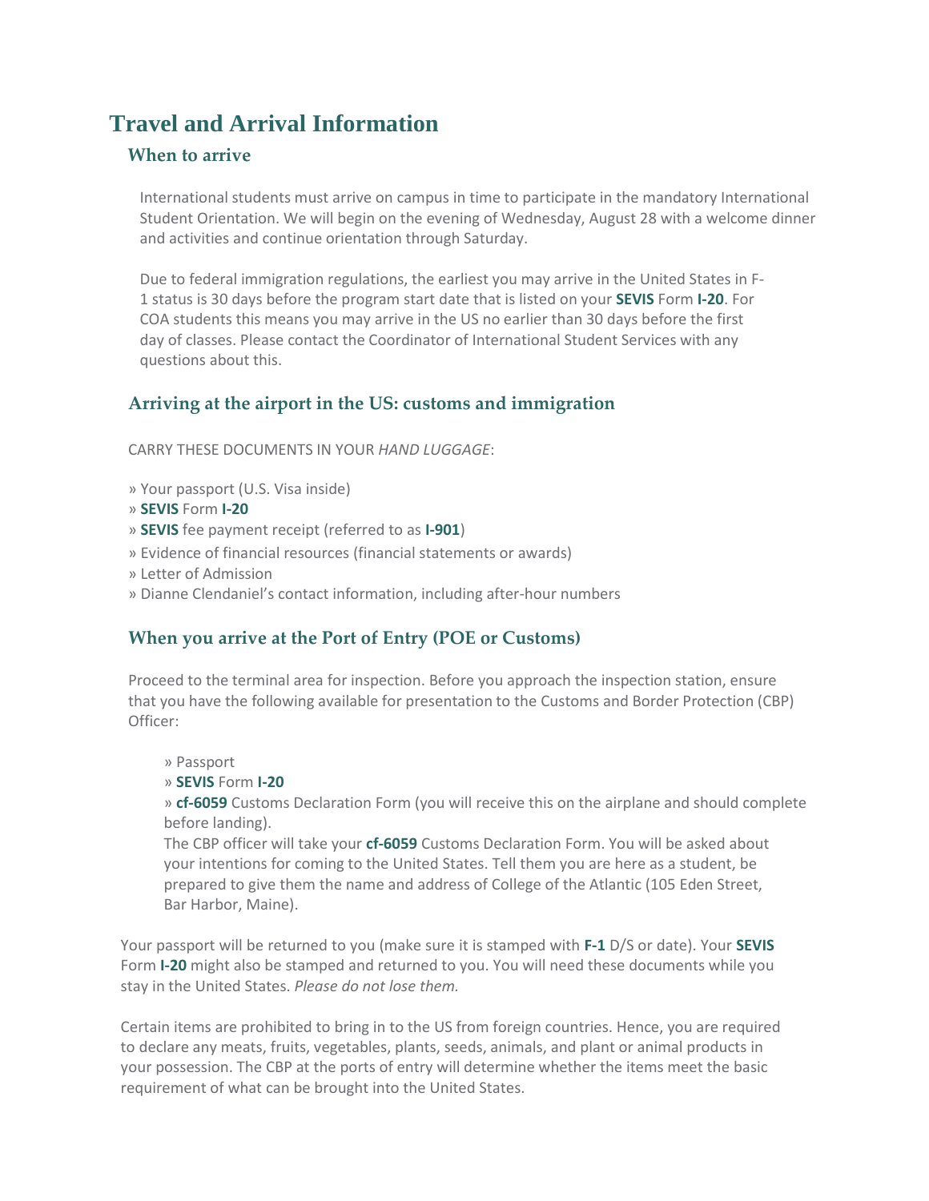# Travel and Arrival Information

## When to arrive

International students must arrive on campus in time to participate in the mandatory International Student Orientation. We will begin on the evening of Wednesday, August 28 with a welcome dinner and activities and continue orientation through Saturday.

Due to federal immigration regulations, the earliest you may arrive in the United States in F-1 status is 30 days before the program start date that is listed on your **SEVIS** Form **I-20**. For COA students this means you may arrive in the US no earlier than 30 days before the first day of classes. Please contact the Coordinator of International Student Services with any questions about this.

## Arriving at the airport in the US: customs and immigration

CARRY THESE DOCUMENTS IN YOUR *HAND LUGGAGE*:

» Your passport (U.S. Visa inside)
» **SEVIS** Form **I-20**
» **SEVIS** fee payment receipt (referred to as **I-901**)
» Evidence of financial resources (financial statements or awards)
» Letter of Admission
» Dianne Clendaniel's contact information, including after-hour numbers

## When you arrive at the Port of Entry (POE or Customs)

Proceed to the terminal area for inspection. Before you approach the inspection station, ensure that you have the following available for presentation to the Customs and Border Protection (CBP) Officer:

» Passport
» **SEVIS** Form **I-20**
» **cf-6059** Customs Declaration Form (you will receive this on the airplane and should complete before landing).
The CBP officer will take your **cf-6059** Customs Declaration Form. You will be asked about your intentions for coming to the United States. Tell them you are here as a student, be prepared to give them the name and address of College of the Atlantic (105 Eden Street, Bar Harbor, Maine).

Your passport will be returned to you (make sure it is stamped with **F-1** D/S or date). Your **SEVIS** Form **I-20** might also be stamped and returned to you. You will need these documents while you stay in the United States. *Please do not lose them.*

Certain items are prohibited to bring in to the US from foreign countries. Hence, you are required to declare any meats, fruits, vegetables, plants, seeds, animals, and plant or animal products in your possession. The CBP at the ports of entry will determine whether the items meet the basic requirement of what can be brought into the United States.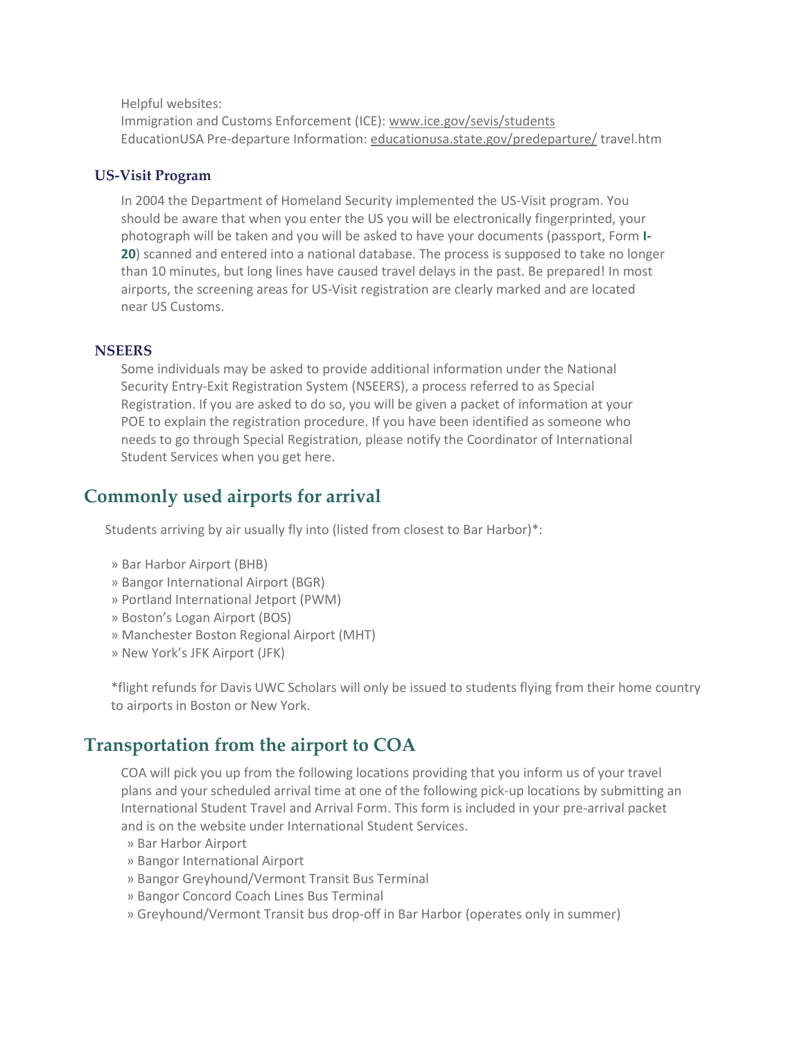Helpful websites:
Immigration and Customs Enforcement (ICE): www.ice.gov/sevis/students
EducationUSA Pre-departure Information: educationusa.state.gov/predeparture/ travel.htm

### US-Visit Program

In 2004 the Department of Homeland Security implemented the US-Visit program. You should be aware that when you enter the US you will be electronically fingerprinted, your photograph will be taken and you will be asked to have your documents (passport, Form **I-20**) scanned and entered into a national database. The process is supposed to take no longer than 10 minutes, but long lines have caused travel delays in the past. Be prepared! In most airports, the screening areas for US-Visit registration are clearly marked and are located near US Customs.

### NSEERS

Some individuals may be asked to provide additional information under the National Security Entry-Exit Registration System (NSEERS), a process referred to as Special Registration. If you are asked to do so, you will be given a packet of information at your POE to explain the registration procedure. If you have been identified as someone who needs to go through Special Registration, please notify the Coordinator of International Student Services when you get here.

## Commonly used airports for arrival

Students arriving by air usually fly into (listed from closest to Bar Harbor)*:

» Bar Harbor Airport (BHB)
» Bangor International Airport (BGR)
» Portland International Jetport (PWM)
» Boston's Logan Airport (BOS)
» Manchester Boston Regional Airport (MHT)
» New York's JFK Airport (JFK)

*flight refunds for Davis UWC Scholars will only be issued to students flying from their home country to airports in Boston or New York.

## Transportation from the airport to COA

COA will pick you up from the following locations providing that you inform us of your travel plans and your scheduled arrival time at one of the following pick-up locations by submitting an International Student Travel and Arrival Form. This form is included in your pre-arrival packet and is on the website under International Student Services.

» Bar Harbor Airport
» Bangor International Airport
» Bangor Greyhound/Vermont Transit Bus Terminal
» Bangor Concord Coach Lines Bus Terminal
» Greyhound/Vermont Transit bus drop-off in Bar Harbor (operates only in summer)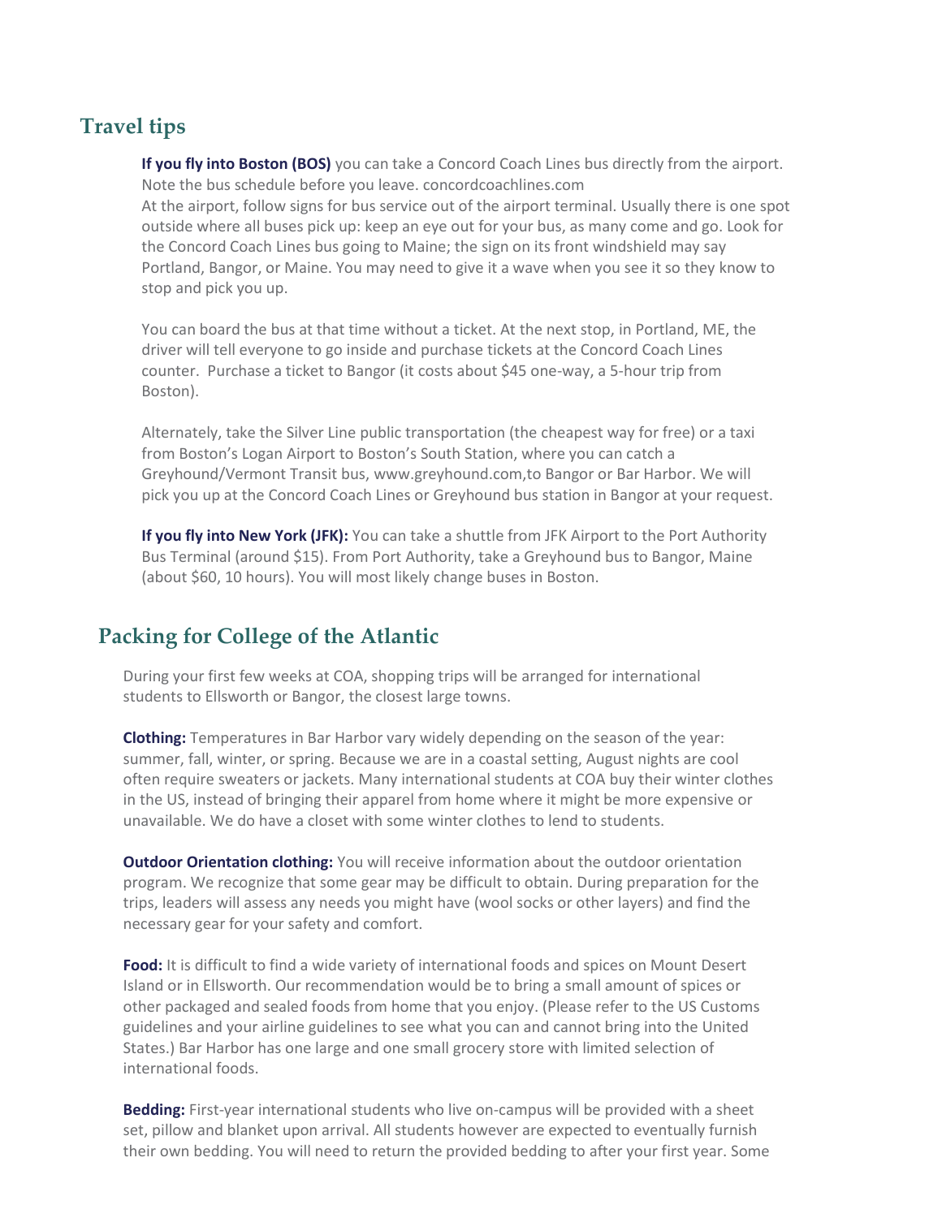## Travel tips

**If you fly into Boston (BOS)** you can take a Concord Coach Lines bus directly from the airport. Note the bus schedule before you leave. concordcoachlines.com
At the airport, follow signs for bus service out of the airport terminal. Usually there is one spot outside where all buses pick up: keep an eye out for your bus, as many come and go. Look for the Concord Coach Lines bus going to Maine; the sign on its front windshield may say Portland, Bangor, or Maine. You may need to give it a wave when you see it so they know to stop and pick you up.

You can board the bus at that time without a ticket. At the next stop, in Portland, ME, the driver will tell everyone to go inside and purchase tickets at the Concord Coach Lines counter. Purchase a ticket to Bangor (it costs about $45 one-way, a 5-hour trip from Boston).

Alternately, take the Silver Line public transportation (the cheapest way for free) or a taxi from Boston's Logan Airport to Boston's South Station, where you can catch a Greyhound/Vermont Transit bus, www.greyhound.com,to Bangor or Bar Harbor. We will pick you up at the Concord Coach Lines or Greyhound bus station in Bangor at your request.

**If you fly into New York (JFK):** You can take a shuttle from JFK Airport to the Port Authority Bus Terminal (around $15). From Port Authority, take a Greyhound bus to Bangor, Maine (about $60, 10 hours). You will most likely change buses in Boston.

## Packing for College of the Atlantic

During your first few weeks at COA, shopping trips will be arranged for international students to Ellsworth or Bangor, the closest large towns.

**Clothing:** Temperatures in Bar Harbor vary widely depending on the season of the year: summer, fall, winter, or spring. Because we are in a coastal setting, August nights are cool often require sweaters or jackets. Many international students at COA buy their winter clothes in the US, instead of bringing their apparel from home where it might be more expensive or unavailable. We do have a closet with some winter clothes to lend to students.

**Outdoor Orientation clothing:** You will receive information about the outdoor orientation program. We recognize that some gear may be difficult to obtain. During preparation for the trips, leaders will assess any needs you might have (wool socks or other layers) and find the necessary gear for your safety and comfort.

**Food:** It is difficult to find a wide variety of international foods and spices on Mount Desert Island or in Ellsworth. Our recommendation would be to bring a small amount of spices or other packaged and sealed foods from home that you enjoy. (Please refer to the US Customs guidelines and your airline guidelines to see what you can and cannot bring into the United States.) Bar Harbor has one large and one small grocery store with limited selection of international foods.

**Bedding:** First-year international students who live on-campus will be provided with a sheet set, pillow and blanket upon arrival. All students however are expected to eventually furnish their own bedding. You will need to return the provided bedding to after your first year. Some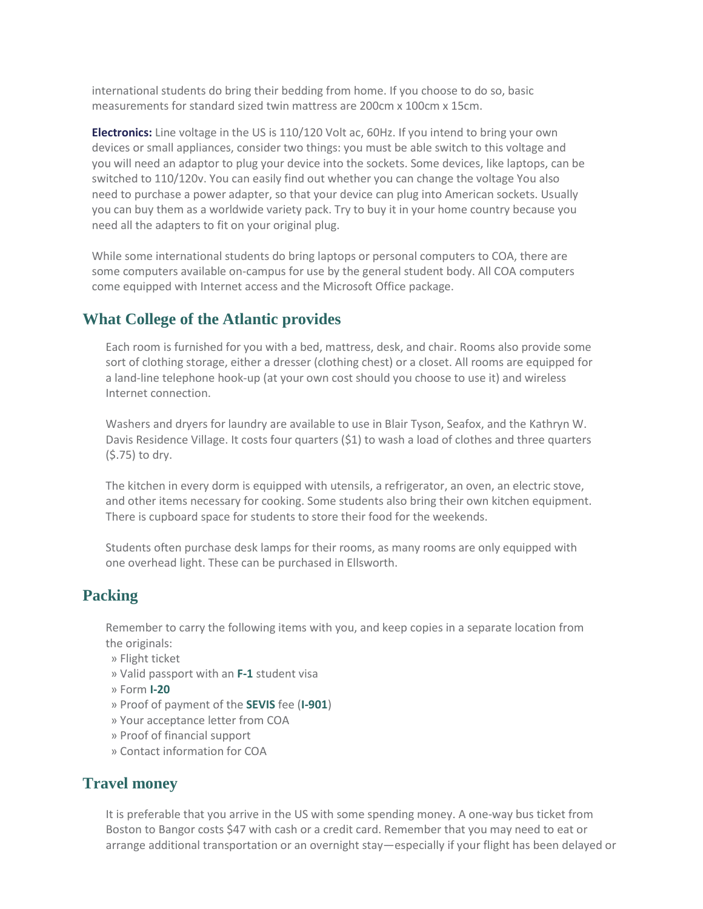international students do bring their bedding from home. If you choose to do so, basic measurements for standard sized twin mattress are 200cm x 100cm x 15cm.

**Electronics:** Line voltage in the US is 110/120 Volt ac, 60Hz. If you intend to bring your own devices or small appliances, consider two things: you must be able switch to this voltage and you will need an adaptor to plug your device into the sockets. Some devices, like laptops, can be switched to 110/120v. You can easily find out whether you can change the voltage You also need to purchase a power adapter, so that your device can plug into American sockets. Usually you can buy them as a worldwide variety pack. Try to buy it in your home country because you need all the adapters to fit on your original plug.

While some international students do bring laptops or personal computers to COA, there are some computers available on-campus for use by the general student body. All COA computers come equipped with Internet access and the Microsoft Office package.

## What College of the Atlantic provides

Each room is furnished for you with a bed, mattress, desk, and chair. Rooms also provide some sort of clothing storage, either a dresser (clothing chest) or a closet. All rooms are equipped for a land-line telephone hook-up (at your own cost should you choose to use it) and wireless Internet connection.

Washers and dryers for laundry are available to use in Blair Tyson, Seafox, and the Kathryn W. Davis Residence Village. It costs four quarters ($1) to wash a load of clothes and three quarters ($.75) to dry.

The kitchen in every dorm is equipped with utensils, a refrigerator, an oven, an electric stove, and other items necessary for cooking. Some students also bring their own kitchen equipment. There is cupboard space for students to store their food for the weekends.

Students often purchase desk lamps for their rooms, as many rooms are only equipped with one overhead light. These can be purchased in Ellsworth.

## Packing

Remember to carry the following items with you, and keep copies in a separate location from the originals:

» Flight ticket
» Valid passport with an **F-1** student visa
» Form **I-20**
» Proof of payment of the **SEVIS** fee (**I-901**)
» Your acceptance letter from COA
» Proof of financial support
» Contact information for COA

## Travel money

It is preferable that you arrive in the US with some spending money. A one-way bus ticket from Boston to Bangor costs $47 with cash or a credit card. Remember that you may need to eat or arrange additional transportation or an overnight stay—especially if your flight has been delayed or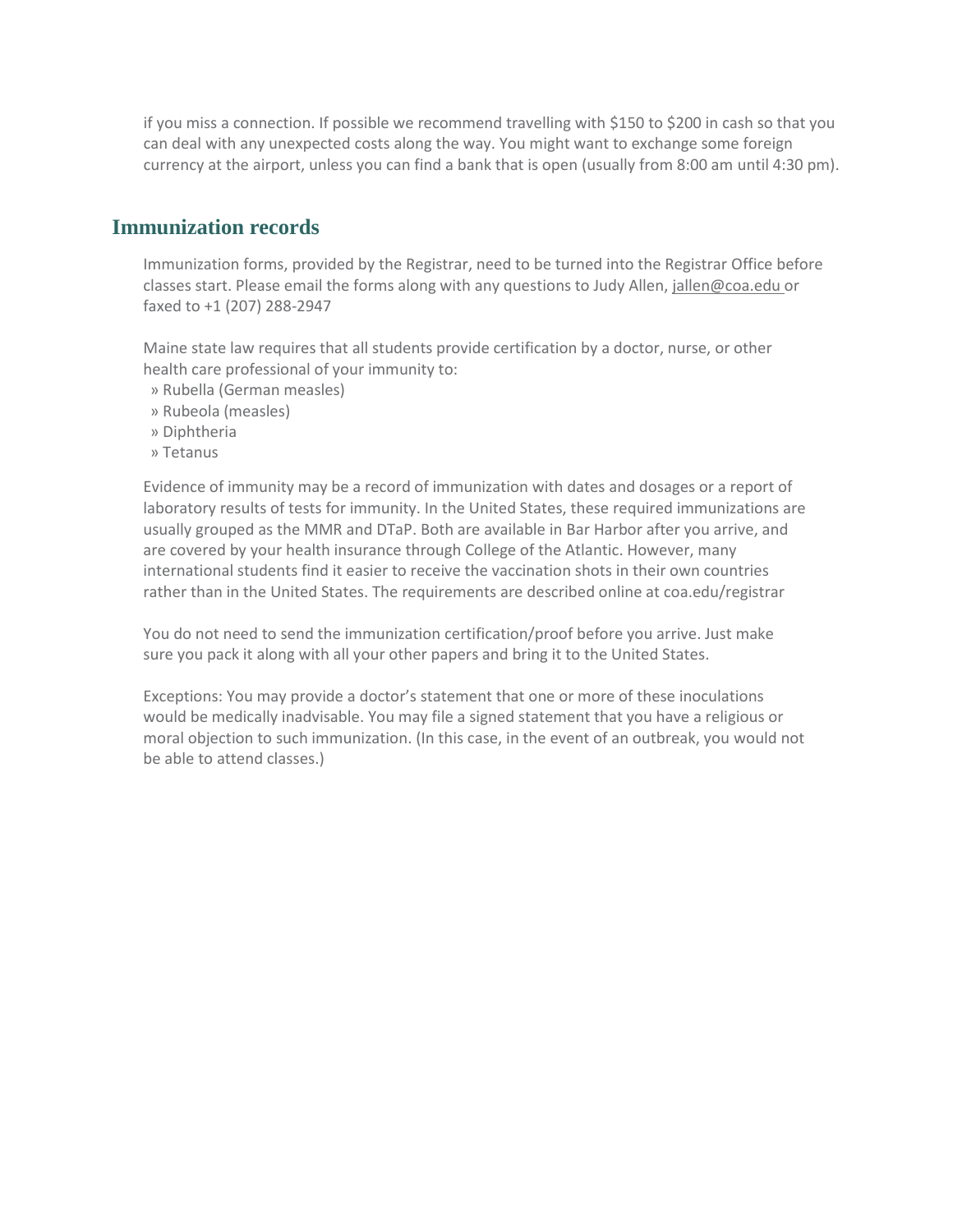if you miss a connection. If possible we recommend travelling with $150 to $200 in cash so that you can deal with any unexpected costs along the way. You might want to exchange some foreign currency at the airport, unless you can find a bank that is open (usually from 8:00 am until 4:30 pm).

## Immunization records

Immunization forms, provided by the Registrar, need to be turned into the Registrar Office before classes start. Please email the forms along with any questions to Judy Allen, jallen@coa.edu or faxed to +1 (207) 288-2947

Maine state law requires that all students provide certification by a doctor, nurse, or other health care professional of your immunity to:

» Rubella (German measles)
» Rubeola (measles)
» Diphtheria
» Tetanus

Evidence of immunity may be a record of immunization with dates and dosages or a report of laboratory results of tests for immunity. In the United States, these required immunizations are usually grouped as the MMR and DTaP. Both are available in Bar Harbor after you arrive, and are covered by your health insurance through College of the Atlantic. However, many international students find it easier to receive the vaccination shots in their own countries rather than in the United States. The requirements are described online at coa.edu/registrar

You do not need to send the immunization certification/proof before you arrive. Just make sure you pack it along with all your other papers and bring it to the United States.

Exceptions: You may provide a doctor's statement that one or more of these inoculations would be medically inadvisable. You may file a signed statement that you have a religious or moral objection to such immunization. (In this case, in the event of an outbreak, you would not be able to attend classes.)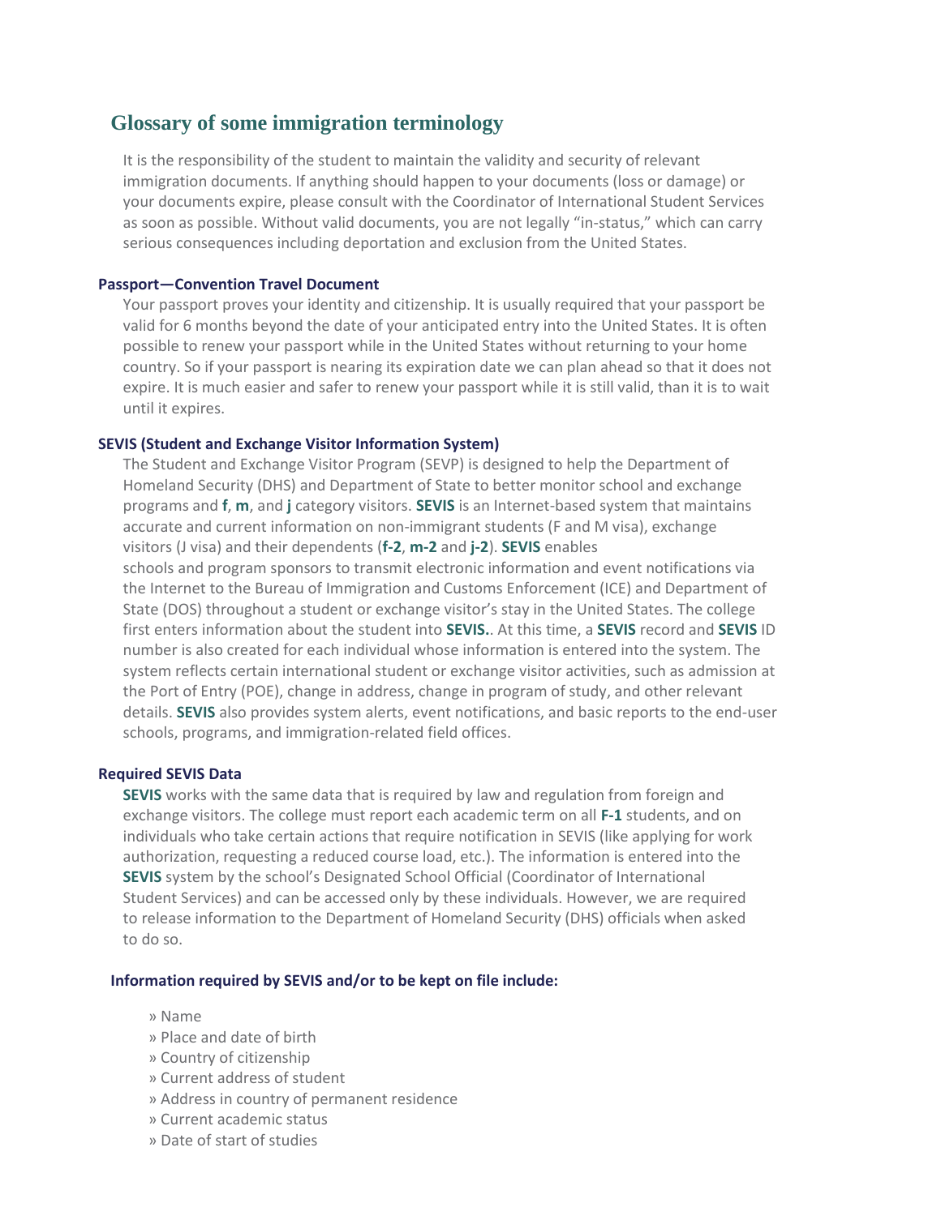# Glossary of some immigration terminology

It is the responsibility of the student to maintain the validity and security of relevant immigration documents. If anything should happen to your documents (loss or damage) or your documents expire, please consult with the Coordinator of International Student Services as soon as possible. Without valid documents, you are not legally "in-status," which can carry serious consequences including deportation and exclusion from the United States.

### Passport—Convention Travel Document

Your passport proves your identity and citizenship. It is usually required that your passport be valid for 6 months beyond the date of your anticipated entry into the United States. It is often possible to renew your passport while in the United States without returning to your home country. So if your passport is nearing its expiration date we can plan ahead so that it does not expire. It is much easier and safer to renew your passport while it is still valid, than it is to wait until it expires.

### SEVIS (Student and Exchange Visitor Information System)

The Student and Exchange Visitor Program (SEVP) is designed to help the Department of Homeland Security (DHS) and Department of State to better monitor school and exchange programs and **f**, **m**, and **j** category visitors. **SEVIS** is an Internet-based system that maintains accurate and current information on non-immigrant students (F and M visa), exchange visitors (J visa) and their dependents (**f-2**, **m-2** and **j-2**). **SEVIS** enables schools and program sponsors to transmit electronic information and event notifications via the Internet to the Bureau of Immigration and Customs Enforcement (ICE) and Department of State (DOS) throughout a student or exchange visitor's stay in the United States. The college first enters information about the student into **SEVIS.**. At this time, a **SEVIS** record and **SEVIS** ID number is also created for each individual whose information is entered into the system. The system reflects certain international student or exchange visitor activities, such as admission at the Port of Entry (POE), change in address, change in program of study, and other relevant details. **SEVIS** also provides system alerts, event notifications, and basic reports to the end-user schools, programs, and immigration-related field offices.

### Required SEVIS Data

**SEVIS** works with the same data that is required by law and regulation from foreign and exchange visitors. The college must report each academic term on all **F-1** students, and on individuals who take certain actions that require notification in SEVIS (like applying for work authorization, requesting a reduced course load, etc.). The information is entered into the **SEVIS** system by the school's Designated School Official (Coordinator of International Student Services) and can be accessed only by these individuals. However, we are required to release information to the Department of Homeland Security (DHS) officials when asked to do so.

#### Information required by SEVIS and/or to be kept on file include:

» Name
» Place and date of birth
» Country of citizenship
» Current address of student
» Address in country of permanent residence
» Current academic status
» Date of start of studies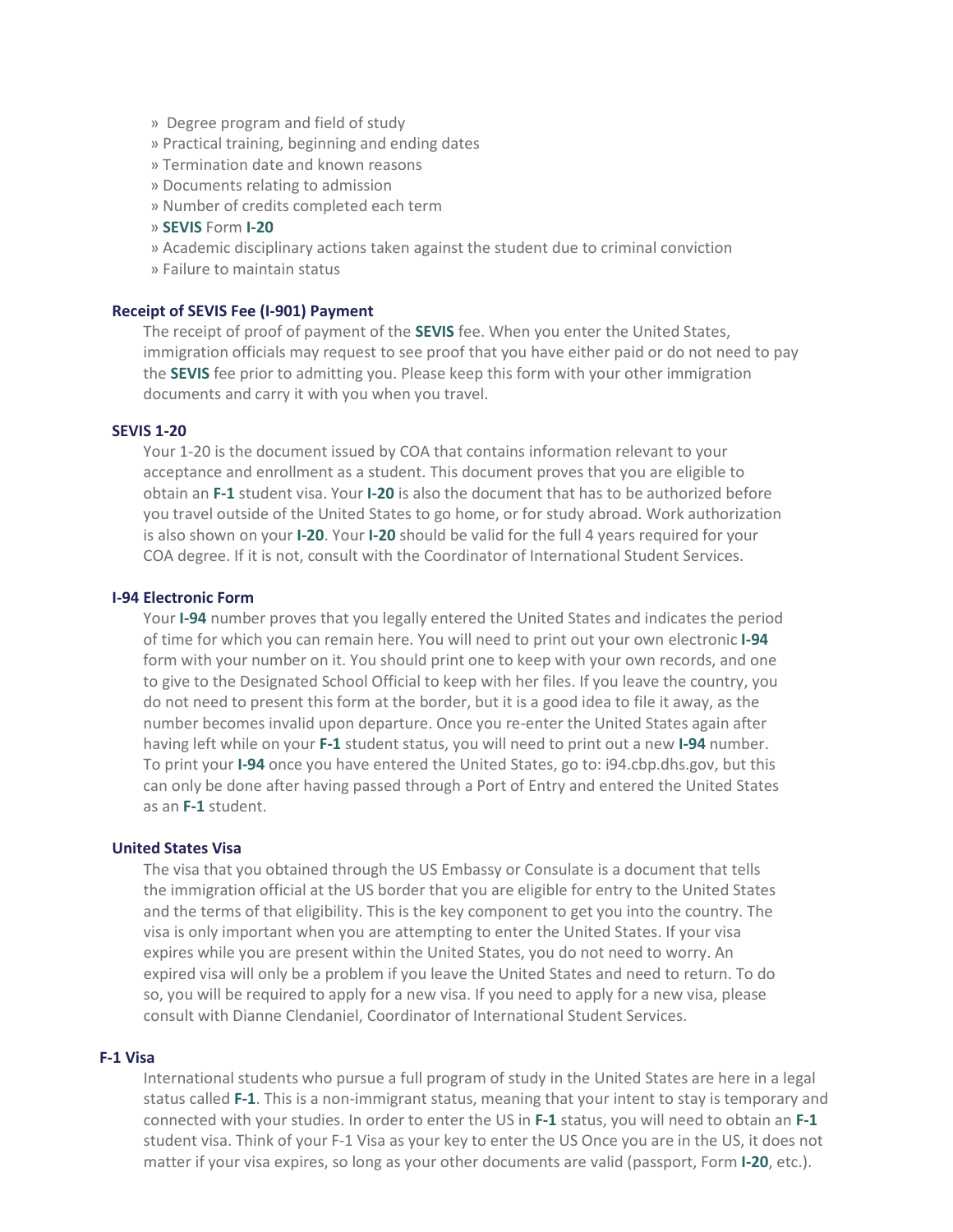- Degree program and field of study
- Practical training, beginning and ending dates
- Termination date and known reasons
- Documents relating to admission
- Number of credits completed each term
- **SEVIS** Form **I-20**
- Academic disciplinary actions taken against the student due to criminal conviction
- Failure to maintain status

### Receipt of SEVIS Fee (I-901) Payment

The receipt of proof of payment of the **SEVIS** fee. When you enter the United States, immigration officials may request to see proof that you have either paid or do not need to pay the **SEVIS** fee prior to admitting you. Please keep this form with your other immigration documents and carry it with you when you travel.

### SEVIS 1-20

Your 1-20 is the document issued by COA that contains information relevant to your acceptance and enrollment as a student. This document proves that you are eligible to obtain an **F-1** student visa. Your **I-20** is also the document that has to be authorized before you travel outside of the United States to go home, or for study abroad. Work authorization is also shown on your **I-20**. Your **I-20** should be valid for the full 4 years required for your COA degree. If it is not, consult with the Coordinator of International Student Services.

### I-94 Electronic Form

Your **I-94** number proves that you legally entered the United States and indicates the period of time for which you can remain here. You will need to print out your own electronic **I-94** form with your number on it. You should print one to keep with your own records, and one to give to the Designated School Official to keep with her files. If you leave the country, you do not need to present this form at the border, but it is a good idea to file it away, as the number becomes invalid upon departure. Once you re-enter the United States again after having left while on your **F-1** student status, you will need to print out a new **I-94** number. To print your **I-94** once you have entered the United States, go to: i94.cbp.dhs.gov, but this can only be done after having passed through a Port of Entry and entered the United States as an **F-1** student.

### United States Visa

The visa that you obtained through the US Embassy or Consulate is a document that tells the immigration official at the US border that you are eligible for entry to the United States and the terms of that eligibility. This is the key component to get you into the country. The visa is only important when you are attempting to enter the United States. If your visa expires while you are present within the United States, you do not need to worry. An expired visa will only be a problem if you leave the United States and need to return. To do so, you will be required to apply for a new visa. If you need to apply for a new visa, please consult with Dianne Clendaniel, Coordinator of International Student Services.

### F-1 Visa

International students who pursue a full program of study in the United States are here in a legal status called **F-1**. This is a non-immigrant status, meaning that your intent to stay is temporary and connected with your studies. In order to enter the US in **F-1** status, you will need to obtain an **F-1** student visa. Think of your F-1 Visa as your key to enter the US Once you are in the US, it does not matter if your visa expires, so long as your other documents are valid (passport, Form **I-20**, etc.).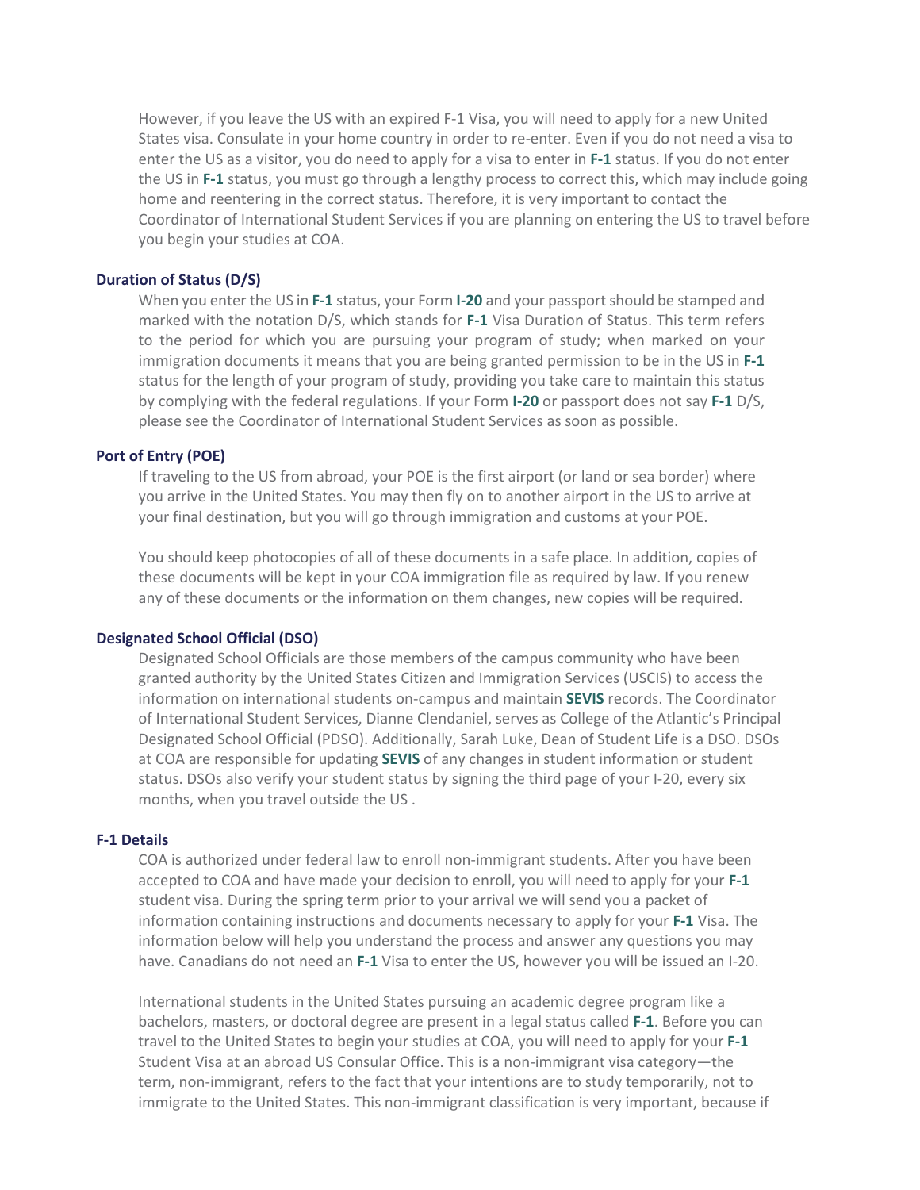However, if you leave the US with an expired F-1 Visa, you will need to apply for a new United States visa. Consulate in your home country in order to re-enter. Even if you do not need a visa to enter the US as a visitor, you do need to apply for a visa to enter in **F-1** status. If you do not enter the US in **F-1** status, you must go through a lengthy process to correct this, which may include going home and reentering in the correct status. Therefore, it is very important to contact the Coordinator of International Student Services if you are planning on entering the US to travel before you begin your studies at COA.

### Duration of Status (D/S)

When you enter the US in **F-1** status, your Form **I-20** and your passport should be stamped and marked with the notation D/S, which stands for **F-1** Visa Duration of Status. This term refers to the period for which you are pursuing your program of study; when marked on your immigration documents it means that you are being granted permission to be in the US in **F-1** status for the length of your program of study, providing you take care to maintain this status by complying with the federal regulations. If your Form **I-20** or passport does not say **F-1** D/S, please see the Coordinator of International Student Services as soon as possible.

### Port of Entry (POE)

If traveling to the US from abroad, your POE is the first airport (or land or sea border) where you arrive in the United States. You may then fly on to another airport in the US to arrive at your final destination, but you will go through immigration and customs at your POE.

You should keep photocopies of all of these documents in a safe place. In addition, copies of these documents will be kept in your COA immigration file as required by law. If you renew any of these documents or the information on them changes, new copies will be required.

### Designated School Official (DSO)

Designated School Officials are those members of the campus community who have been granted authority by the United States Citizen and Immigration Services (USCIS) to access the information on international students on-campus and maintain **SEVIS** records. The Coordinator of International Student Services, Dianne Clendaniel, serves as College of the Atlantic's Principal Designated School Official (PDSO). Additionally, Sarah Luke, Dean of Student Life is a DSO. DSOs at COA are responsible for updating **SEVIS** of any changes in student information or student status. DSOs also verify your student status by signing the third page of your I-20, every six months, when you travel outside the US .

### F-1 Details

COA is authorized under federal law to enroll non-immigrant students. After you have been accepted to COA and have made your decision to enroll, you will need to apply for your **F-1** student visa. During the spring term prior to your arrival we will send you a packet of information containing instructions and documents necessary to apply for your **F-1** Visa. The information below will help you understand the process and answer any questions you may have. Canadians do not need an **F-1** Visa to enter the US, however you will be issued an I-20.

International students in the United States pursuing an academic degree program like a bachelors, masters, or doctoral degree are present in a legal status called **F-1**. Before you can travel to the United States to begin your studies at COA, you will need to apply for your **F-1** Student Visa at an abroad US Consular Office. This is a non-immigrant visa category—the term, non-immigrant, refers to the fact that your intentions are to study temporarily, not to immigrate to the United States. This non-immigrant classification is very important, because if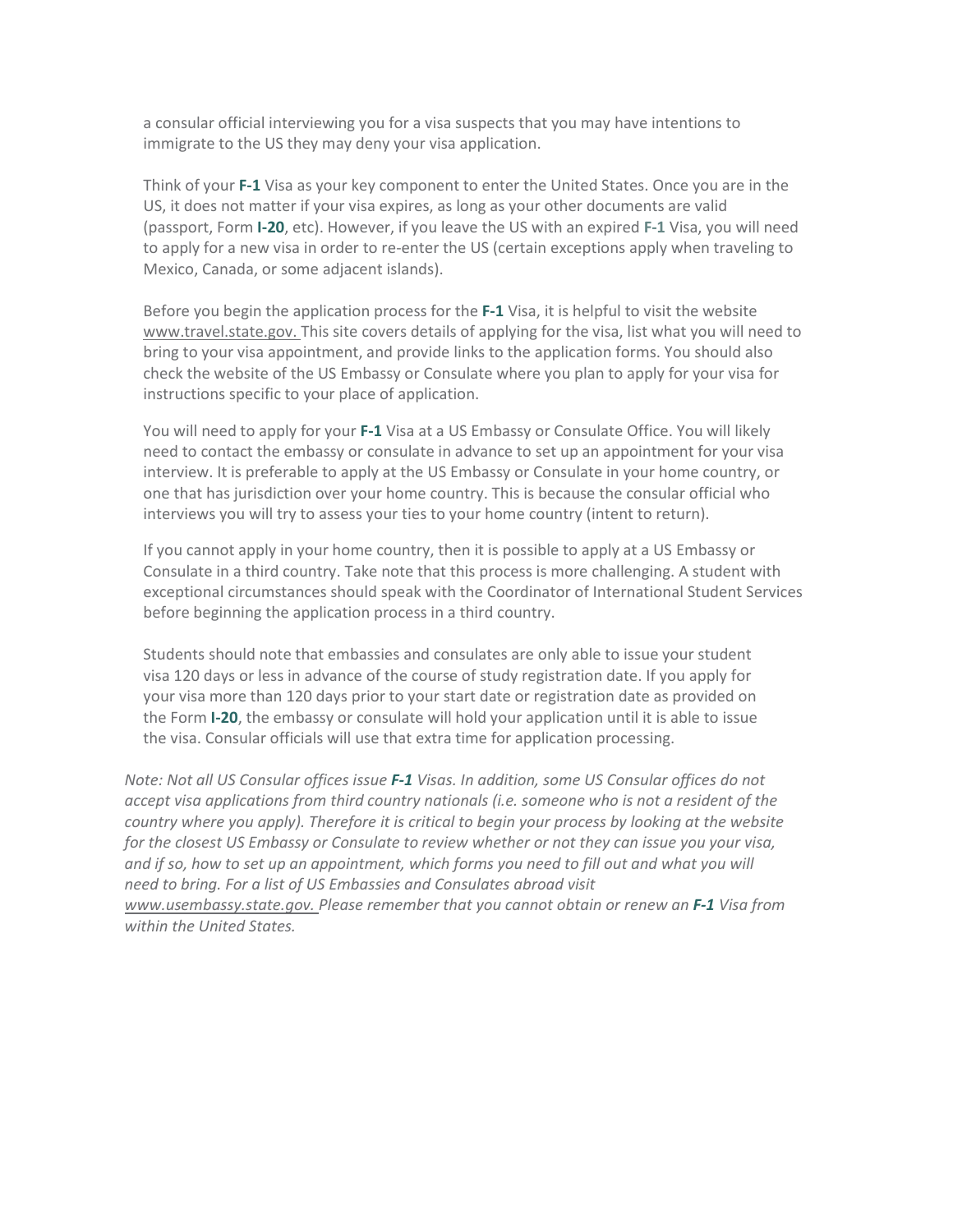a consular official interviewing you for a visa suspects that you may have intentions to immigrate to the US they may deny your visa application.

Think of your **F-1** Visa as your key component to enter the United States. Once you are in the US, it does not matter if your visa expires, as long as your other documents are valid (passport, Form **I-20**, etc). However, if you leave the US with an expired **F-1** Visa, you will need to apply for a new visa in order to re-enter the US (certain exceptions apply when traveling to Mexico, Canada, or some adjacent islands).

Before you begin the application process for the **F-1** Visa, it is helpful to visit the website www.travel.state.gov. This site covers details of applying for the visa, list what you will need to bring to your visa appointment, and provide links to the application forms. You should also check the website of the US Embassy or Consulate where you plan to apply for your visa for instructions specific to your place of application.

You will need to apply for your **F-1** Visa at a US Embassy or Consulate Office. You will likely need to contact the embassy or consulate in advance to set up an appointment for your visa interview. It is preferable to apply at the US Embassy or Consulate in your home country, or one that has jurisdiction over your home country. This is because the consular official who interviews you will try to assess your ties to your home country (intent to return).

If you cannot apply in your home country, then it is possible to apply at a US Embassy or Consulate in a third country. Take note that this process is more challenging. A student with exceptional circumstances should speak with the Coordinator of International Student Services before beginning the application process in a third country.

Students should note that embassies and consulates are only able to issue your student visa 120 days or less in advance of the course of study registration date. If you apply for your visa more than 120 days prior to your start date or registration date as provided on the Form **I-20**, the embassy or consulate will hold your application until it is able to issue the visa. Consular officials will use that extra time for application processing.

*Note: Not all US Consular offices issue **F-1** Visas. In addition, some US Consular offices do not accept visa applications from third country nationals (i.e. someone who is not a resident of the country where you apply). Therefore it is critical to begin your process by looking at the website for the closest US Embassy or Consulate to review whether or not they can issue you your visa, and if so, how to set up an appointment, which forms you need to fill out and what you will need to bring. For a list of US Embassies and Consulates abroad visit www.usembassy.state.gov. Please remember that you cannot obtain or renew an **F-1** Visa from within the United States.*